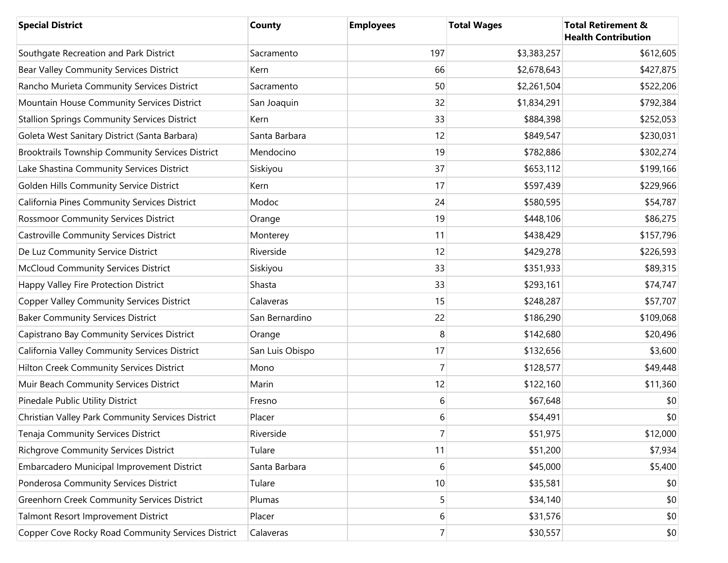| Special District | County | Employees | Total Wages | Total Retirement & Health Contribution |
|---|---|---|---|---|
| Southgate Recreation and Park District | Sacramento | 197 | $3,383,257 | $612,605 |
| Bear Valley Community Services District | Kern | 66 | $2,678,643 | $427,875 |
| Rancho Murieta Community Services District | Sacramento | 50 | $2,261,504 | $522,206 |
| Mountain House Community Services District | San Joaquin | 32 | $1,834,291 | $792,384 |
| Stallion Springs Community Services District | Kern | 33 | $884,398 | $252,053 |
| Goleta West Sanitary District (Santa Barbara) | Santa Barbara | 12 | $849,547 | $230,031 |
| Brooktrails Township Community Services District | Mendocino | 19 | $782,886 | $302,274 |
| Lake Shastina Community Services District | Siskiyou | 37 | $653,112 | $199,166 |
| Golden Hills Community Service District | Kern | 17 | $597,439 | $229,966 |
| California Pines Community Services District | Modoc | 24 | $580,595 | $54,787 |
| Rossmoor Community Services District | Orange | 19 | $448,106 | $86,275 |
| Castroville Community Services District | Monterey | 11 | $438,429 | $157,796 |
| De Luz Community Service District | Riverside | 12 | $429,278 | $226,593 |
| McCloud Community Services District | Siskiyou | 33 | $351,933 | $89,315 |
| Happy Valley Fire Protection District | Shasta | 33 | $293,161 | $74,747 |
| Copper Valley Community Services District | Calaveras | 15 | $248,287 | $57,707 |
| Baker Community Services District | San Bernardino | 22 | $186,290 | $109,068 |
| Capistrano Bay Community Services District | Orange | 8 | $142,680 | $20,496 |
| California Valley Community Services District | San Luis Obispo | 17 | $132,656 | $3,600 |
| Hilton Creek Community Services District | Mono | 7 | $128,577 | $49,448 |
| Muir Beach Community Services District | Marin | 12 | $122,160 | $11,360 |
| Pinedale Public Utility District | Fresno | 6 | $67,648 | $0 |
| Christian Valley Park Community Services District | Placer | 6 | $54,491 | $0 |
| Tenaja Community Services District | Riverside | 7 | $51,975 | $12,000 |
| Richgrove Community Services District | Tulare | 11 | $51,200 | $7,934 |
| Embarcadero Municipal Improvement District | Santa Barbara | 6 | $45,000 | $5,400 |
| Ponderosa Community Services District | Tulare | 10 | $35,581 | $0 |
| Greenhorn Creek Community Services District | Plumas | 5 | $34,140 | $0 |
| Talmont Resort Improvement District | Placer | 6 | $31,576 | $0 |
| Copper Cove Rocky Road Community Services District | Calaveras | 7 | $30,557 | $0 |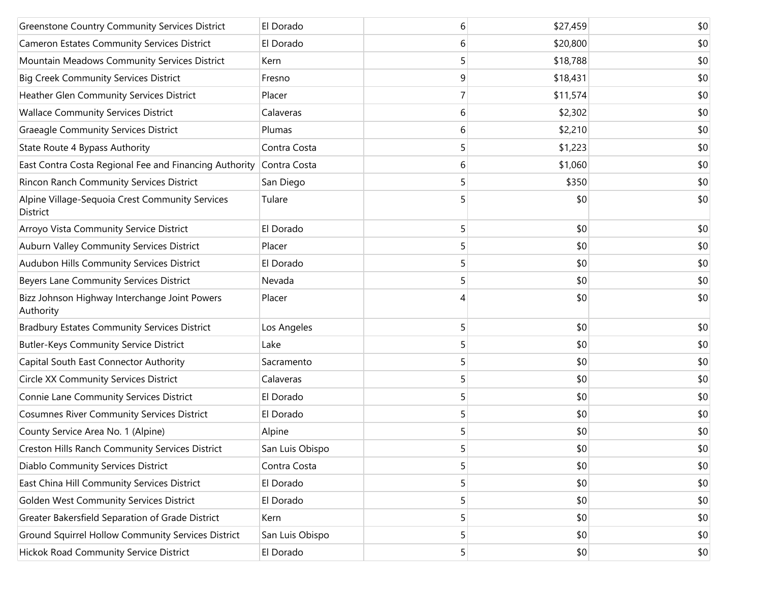| | | | | |
|---|---|---|---|---|
| Greenstone Country Community Services District | El Dorado | 6 | $27,459 | $0 |
| Cameron Estates Community Services District | El Dorado | 6 | $20,800 | $0 |
| Mountain Meadows Community Services District | Kern | 5 | $18,788 | $0 |
| Big Creek Community Services District | Fresno | 9 | $18,431 | $0 |
| Heather Glen Community Services District | Placer | 7 | $11,574 | $0 |
| Wallace Community Services District | Calaveras | 6 | $2,302 | $0 |
| Graeagle Community Services District | Plumas | 6 | $2,210 | $0 |
| State Route 4 Bypass Authority | Contra Costa | 5 | $1,223 | $0 |
| East Contra Costa Regional Fee and Financing Authority | Contra Costa | 6 | $1,060 | $0 |
| Rincon Ranch Community Services District | San Diego | 5 | $350 | $0 |
| Alpine Village-Sequoia Crest Community Services District | Tulare | 5 | $0 | $0 |
| Arroyo Vista Community Service District | El Dorado | 5 | $0 | $0 |
| Auburn Valley Community Services District | Placer | 5 | $0 | $0 |
| Audubon Hills Community Services District | El Dorado | 5 | $0 | $0 |
| Beyers Lane Community Services District | Nevada | 5 | $0 | $0 |
| Bizz Johnson Highway Interchange Joint Powers Authority | Placer | 4 | $0 | $0 |
| Bradbury Estates Community Services District | Los Angeles | 5 | $0 | $0 |
| Butler-Keys Community Service District | Lake | 5 | $0 | $0 |
| Capital South East Connector Authority | Sacramento | 5 | $0 | $0 |
| Circle XX Community Services District | Calaveras | 5 | $0 | $0 |
| Connie Lane Community Services District | El Dorado | 5 | $0 | $0 |
| Cosumnes River Community Services District | El Dorado | 5 | $0 | $0 |
| County Service Area No. 1 (Alpine) | Alpine | 5 | $0 | $0 |
| Creston Hills Ranch Community Services District | San Luis Obispo | 5 | $0 | $0 |
| Diablo Community Services District | Contra Costa | 5 | $0 | $0 |
| East China Hill Community Services District | El Dorado | 5 | $0 | $0 |
| Golden West Community Services District | El Dorado | 5 | $0 | $0 |
| Greater Bakersfield Separation of Grade District | Kern | 5 | $0 | $0 |
| Ground Squirrel Hollow Community Services District | San Luis Obispo | 5 | $0 | $0 |
| Hickok Road Community Service District | El Dorado | 5 | $0 | $0 |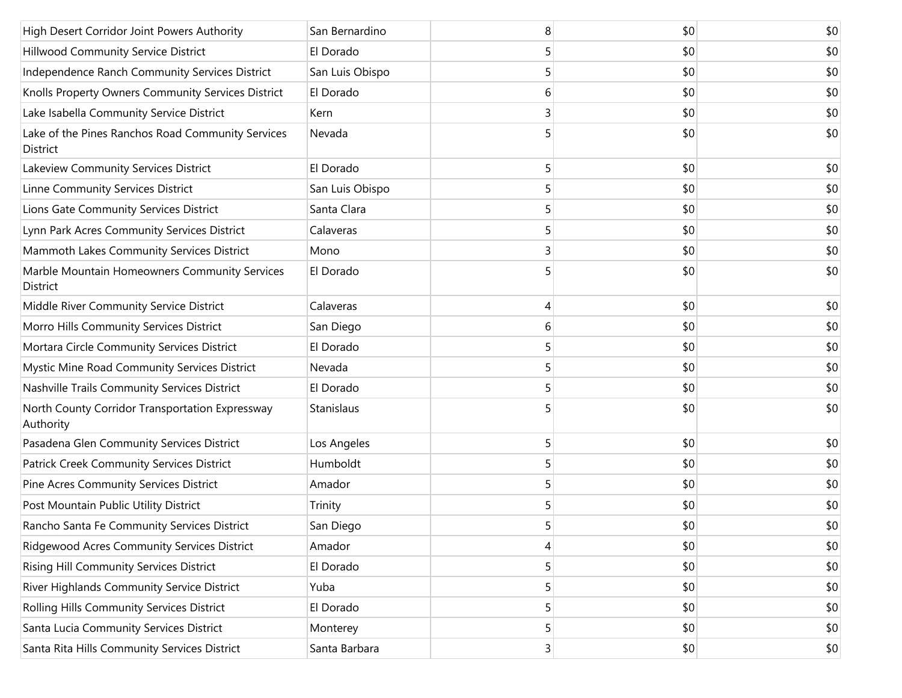| | | | | |
|---|---|---|---|---|
| High Desert Corridor Joint Powers Authority | San Bernardino | 8 | $0 | $0 |
| Hillwood Community Service District | El Dorado | 5 | $0 | $0 |
| Independence Ranch Community Services District | San Luis Obispo | 5 | $0 | $0 |
| Knolls Property Owners Community Services District | El Dorado | 6 | $0 | $0 |
| Lake Isabella Community Service District | Kern | 3 | $0 | $0 |
| Lake of the Pines Ranchos Road Community Services District | Nevada | 5 | $0 | $0 |
| Lakeview Community Services District | El Dorado | 5 | $0 | $0 |
| Linne Community Services District | San Luis Obispo | 5 | $0 | $0 |
| Lions Gate Community Services District | Santa Clara | 5 | $0 | $0 |
| Lynn Park Acres Community Services District | Calaveras | 5 | $0 | $0 |
| Mammoth Lakes Community Services District | Mono | 3 | $0 | $0 |
| Marble Mountain Homeowners Community Services District | El Dorado | 5 | $0 | $0 |
| Middle River Community Service District | Calaveras | 4 | $0 | $0 |
| Morro Hills Community Services District | San Diego | 6 | $0 | $0 |
| Mortara Circle Community Services District | El Dorado | 5 | $0 | $0 |
| Mystic Mine Road Community Services District | Nevada | 5 | $0 | $0 |
| Nashville Trails Community Services District | El Dorado | 5 | $0 | $0 |
| North County Corridor Transportation Expressway Authority | Stanislaus | 5 | $0 | $0 |
| Pasadena Glen Community Services District | Los Angeles | 5 | $0 | $0 |
| Patrick Creek Community Services District | Humboldt | 5 | $0 | $0 |
| Pine Acres Community Services District | Amador | 5 | $0 | $0 |
| Post Mountain Public Utility District | Trinity | 5 | $0 | $0 |
| Rancho Santa Fe Community Services District | San Diego | 5 | $0 | $0 |
| Ridgewood Acres Community Services District | Amador | 4 | $0 | $0 |
| Rising Hill Community Services District | El Dorado | 5 | $0 | $0 |
| River Highlands Community Service District | Yuba | 5 | $0 | $0 |
| Rolling Hills Community Services District | El Dorado | 5 | $0 | $0 |
| Santa Lucia Community Services District | Monterey | 5 | $0 | $0 |
| Santa Rita Hills Community Services District | Santa Barbara | 3 | $0 | $0 |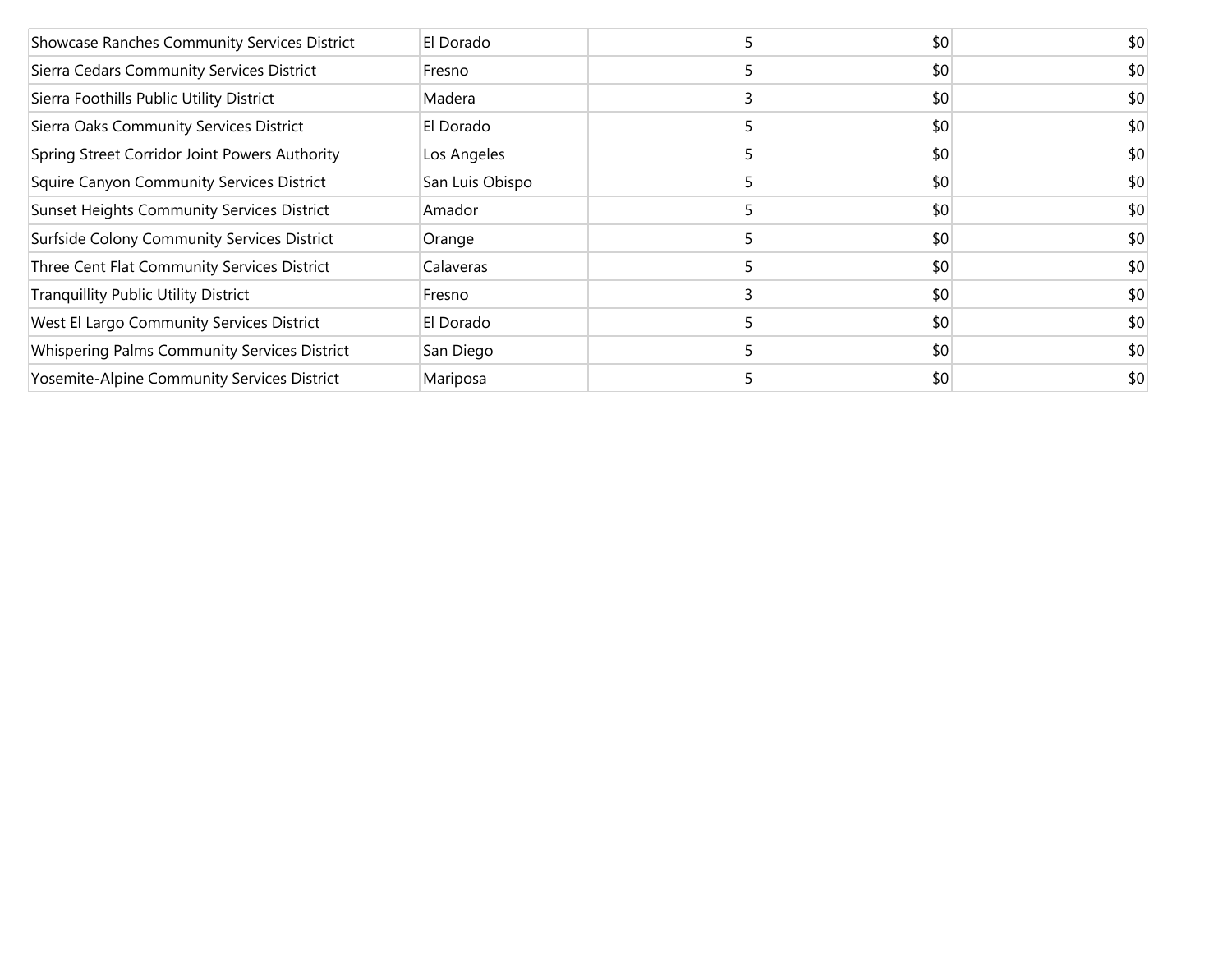| | | | | |
|---|---|---|---|---|
| Showcase Ranches Community Services District | El Dorado | 5 | $0 | $0 |
| Sierra Cedars Community Services District | Fresno | 5 | $0 | $0 |
| Sierra Foothills Public Utility District | Madera | 3 | $0 | $0 |
| Sierra Oaks Community Services District | El Dorado | 5 | $0 | $0 |
| Spring Street Corridor Joint Powers Authority | Los Angeles | 5 | $0 | $0 |
| Squire Canyon Community Services District | San Luis Obispo | 5 | $0 | $0 |
| Sunset Heights Community Services District | Amador | 5 | $0 | $0 |
| Surfside Colony Community Services District | Orange | 5 | $0 | $0 |
| Three Cent Flat Community Services District | Calaveras | 5 | $0 | $0 |
| Tranquillity Public Utility District | Fresno | 3 | $0 | $0 |
| West El Largo Community Services District | El Dorado | 5 | $0 | $0 |
| Whispering Palms Community Services District | San Diego | 5 | $0 | $0 |
| Yosemite-Alpine Community Services District | Mariposa | 5 | $0 | $0 |